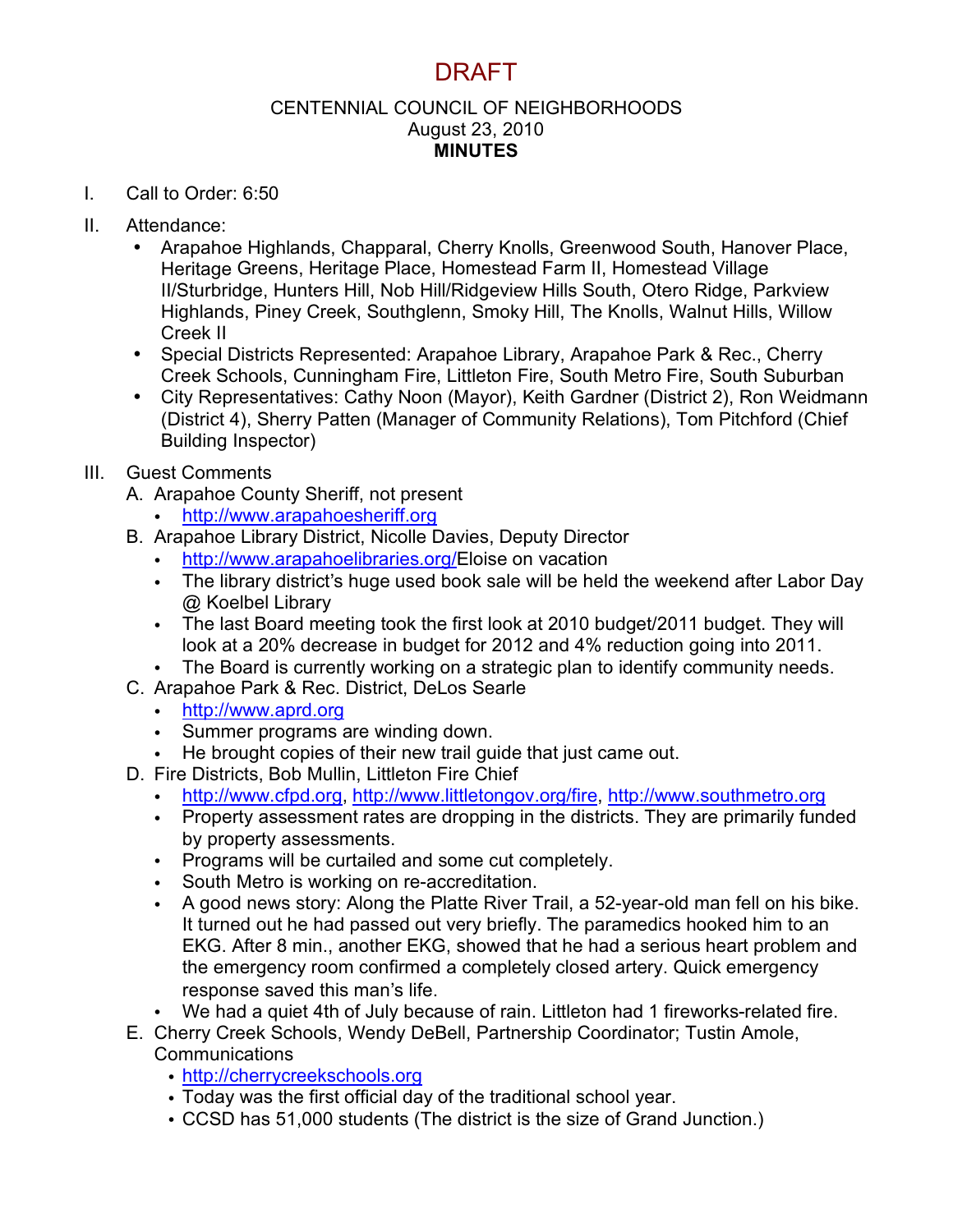# DRAFT

## CENTENNIAL COUNCIL OF NEIGHBORHOODS
August 23, 2010
**MINUTES**

I. Call to Order: 6:50

II. Attendance:
- Arapahoe Highlands, Chapparal, Cherry Knolls, Greenwood South, Hanover Place, Heritage Greens, Heritage Place, Homestead Farm II, Homestead Village II/Sturbridge, Hunters Hill, Nob Hill/Ridgeview Hills South, Otero Ridge, Parkview Highlands, Piney Creek, Southglenn, Smoky Hill, The Knolls, Walnut Hills, Willow Creek II
- Special Districts Represented: Arapahoe Library, Arapahoe Park & Rec., Cherry Creek Schools, Cunningham Fire, Littleton Fire, South Metro Fire, South Suburban
- City Representatives: Cathy Noon (Mayor), Keith Gardner (District 2), Ron Weidmann (District 4), Sherry Patten (Manager of Community Relations), Tom Pitchford (Chief Building Inspector)

III. Guest Comments

A. Arapahoe County Sheriff, not present
- http://www.arapahoesheriff.org

B. Arapahoe Library District, Nicolle Davies, Deputy Director
- http://www.arapahoelibraries.org/Eloise on vacation
- The library district's huge used book sale will be held the weekend after Labor Day @ Koelbel Library
- The last Board meeting took the first look at 2010 budget/2011 budget. They will look at a 20% decrease in budget for 2012 and 4% reduction going into 2011.
- The Board is currently working on a strategic plan to identify community needs.

C. Arapahoe Park & Rec. District, DeLos Searle
- http://www.aprd.org
- Summer programs are winding down.
- He brought copies of their new trail guide that just came out.

D. Fire Districts, Bob Mullin, Littleton Fire Chief
- http://www.cfpd.org, http://www.littletongov.org/fire, http://www.southmetro.org
- Property assessment rates are dropping in the districts. They are primarily funded by property assessments.
- Programs will be curtailed and some cut completely.
- South Metro is working on re-accreditation.
- A good news story: Along the Platte River Trail, a 52-year-old man fell on his bike. It turned out he had passed out very briefly. The paramedics hooked him to an EKG. After 8 min., another EKG, showed that he had a serious heart problem and the emergency room confirmed a completely closed artery. Quick emergency response saved this man's life.
- We had a quiet 4th of July because of rain. Littleton had 1 fireworks-related fire.

E. Cherry Creek Schools, Wendy DeBell, Partnership Coordinator; Tustin Amole, Communications
- http://cherrycreekschools.org
- Today was the first official day of the traditional school year.
- CCSD has 51,000 students (The district is the size of Grand Junction.)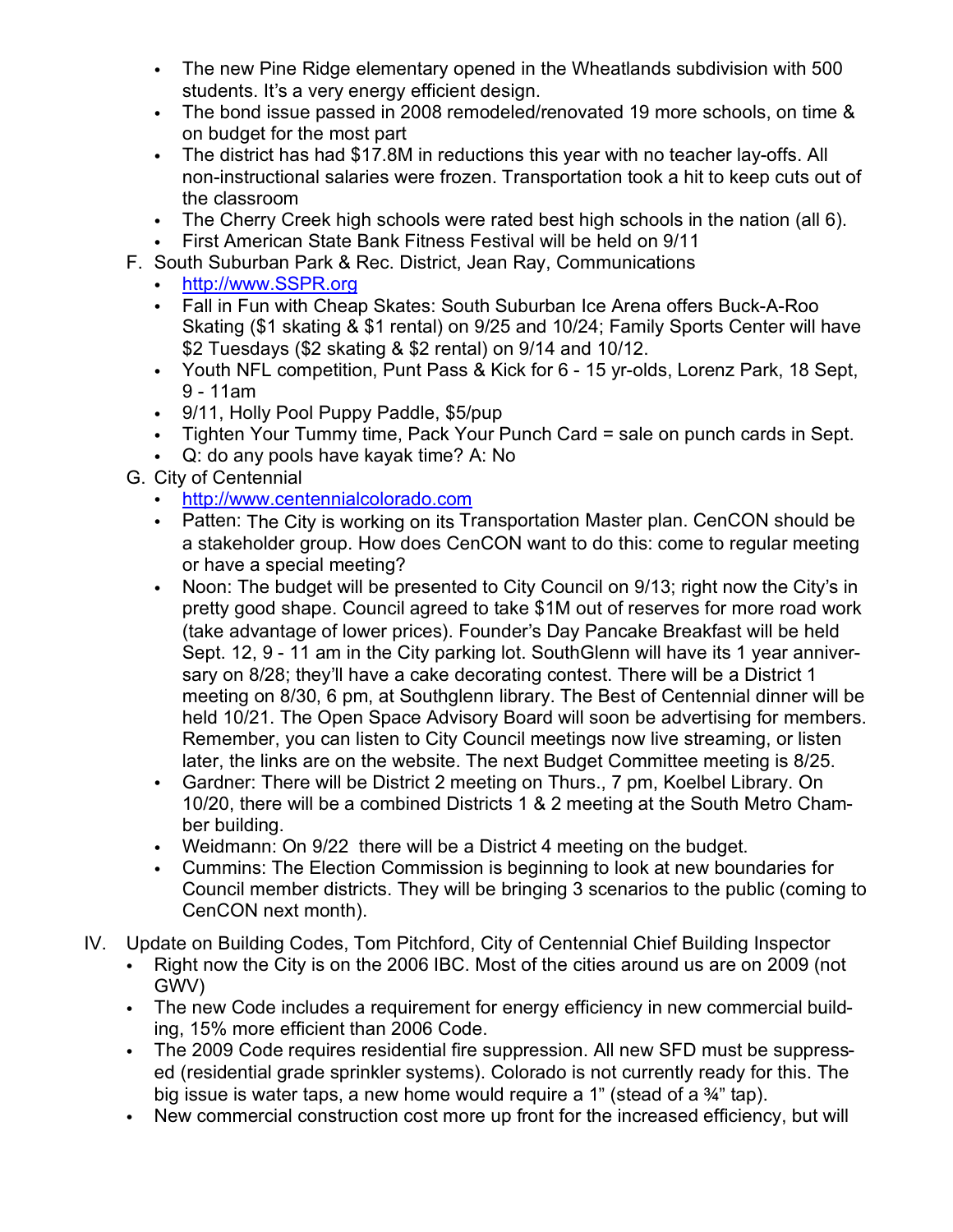- The new Pine Ridge elementary opened in the Wheatlands subdivision with 500 students. It's a very energy efficient design.
- The bond issue passed in 2008 remodeled/renovated 19 more schools, on time & on budget for the most part
- The district has had $17.8M in reductions this year with no teacher lay-offs. All non-instructional salaries were frozen. Transportation took a hit to keep cuts out of the classroom
- The Cherry Creek high schools were rated best high schools in the nation (all 6).
- First American State Bank Fitness Festival will be held on 9/11

F. South Suburban Park & Rec. District, Jean Ray, Communications
- http://www.SSPR.org
- Fall in Fun with Cheap Skates: South Suburban Ice Arena offers Buck-A-Roo Skating ($1 skating & $1 rental) on 9/25 and 10/24; Family Sports Center will have $2 Tuesdays ($2 skating & $2 rental) on 9/14 and 10/12.
- Youth NFL competition, Punt Pass & Kick for 6 - 15 yr-olds, Lorenz Park, 18 Sept, 9 - 11am
- 9/11, Holly Pool Puppy Paddle, $5/pup
- Tighten Your Tummy time, Pack Your Punch Card = sale on punch cards in Sept.
- Q: do any pools have kayak time? A: No

G. City of Centennial
- http://www.centennialcolorado.com
- Patten: The City is working on its Transportation Master plan. CenCON should be a stakeholder group. How does CenCON want to do this: come to regular meeting or have a special meeting?
- Noon: The budget will be presented to City Council on 9/13; right now the City's in pretty good shape. Council agreed to take $1M out of reserves for more road work (take advantage of lower prices). Founder's Day Pancake Breakfast will be held Sept. 12, 9 - 11 am in the City parking lot. SouthGlenn will have its 1 year anniversary on 8/28; they'll have a cake decorating contest. There will be a District 1 meeting on 8/30, 6 pm, at Southglenn library. The Best of Centennial dinner will be held 10/21. The Open Space Advisory Board will soon be advertising for members. Remember, you can listen to City Council meetings now live streaming, or listen later, the links are on the website. The next Budget Committee meeting is 8/25.
- Gardner: There will be District 2 meeting on Thurs., 7 pm, Koelbel Library. On 10/20, there will be a combined Districts 1 & 2 meeting at the South Metro Chamber building.
- Weidmann: On 9/22 there will be a District 4 meeting on the budget.
- Cummins: The Election Commission is beginning to look at new boundaries for Council member districts. They will be bringing 3 scenarios to the public (coming to CenCON next month).

IV. Update on Building Codes, Tom Pitchford, City of Centennial Chief Building Inspector
- Right now the City is on the 2006 IBC. Most of the cities around us are on 2009 (not GWV)
- The new Code includes a requirement for energy efficiency in new commercial building, 15% more efficient than 2006 Code.
- The 2009 Code requires residential fire suppression. All new SFD must be suppressed (residential grade sprinkler systems). Colorado is not currently ready for this. The big issue is water taps, a new home would require a 1" (stead of a ¾" tap).
- New commercial construction cost more up front for the increased efficiency, but will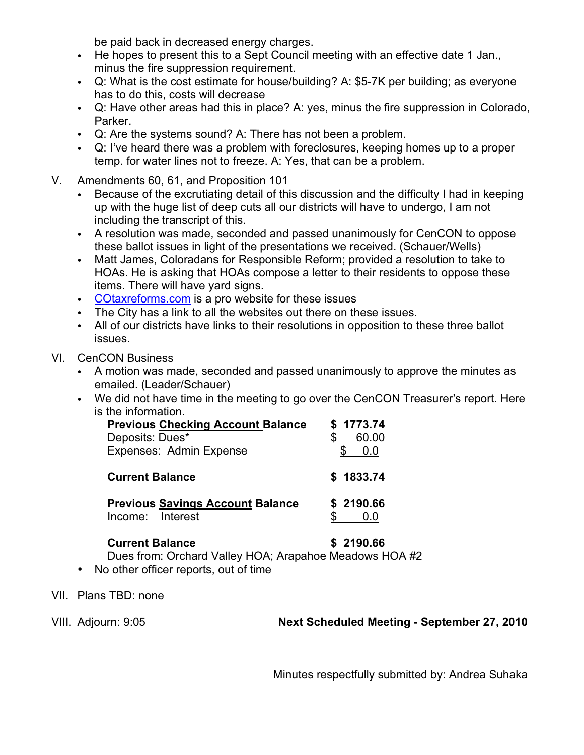be paid back in decreased energy charges.

- He hopes to present this to a Sept Council meeting with an effective date 1 Jan., minus the fire suppression requirement.
- Q: What is the cost estimate for house/building? A: $5-7K per building; as everyone has to do this, costs will decrease
- Q: Have other areas had this in place? A: yes, minus the fire suppression in Colorado, Parker.
- Q: Are the systems sound? A: There has not been a problem.
- Q: I've heard there was a problem with foreclosures, keeping homes up to a proper temp. for water lines not to freeze. A: Yes, that can be a problem.

V. Amendments 60, 61, and Proposition 101

- Because of the excrutiating detail of this discussion and the difficulty I had in keeping up with the huge list of deep cuts all our districts will have to undergo, I am not including the transcript of this.
- A resolution was made, seconded and passed unanimously for CenCON to oppose these ballot issues in light of the presentations we received. (Schauer/Wells)
- Matt James, Coloradans for Responsible Reform; provided a resolution to take to HOAs. He is asking that HOAs compose a letter to their residents to oppose these items. There will have yard signs.
- COtaxreforms.com is a pro website for these issues
- The City has a link to all the websites out there on these issues.
- All of our districts have links to their resolutions in opposition to these three ballot issues.

VI. CenCON Business

- A motion was made, seconded and passed unanimously to approve the minutes as emailed. (Leader/Schauer)
- We did not have time in the meeting to go over the CenCON Treasurer's report. Here is the information.

| | |
|---|---|
| **Previous Checking Account Balance** | **$ 1773.74** |
| Deposits: Dues* | $ 60.00 |
| Expenses: Admin Expense | $ 0.0 |
| **Current Balance** | **$ 1833.74** |
| **Previous Savings Account Balance** | **$ 2190.66** |
| Income: Interest | $ 0.0 |
| **Current Balance** | **$ 2190.66** |

Dues from: Orchard Valley HOA; Arapahoe Meadows HOA #2

- No other officer reports, out of time

VII. Plans TBD: none

VIII. Adjourn: 9:05

**Next Scheduled Meeting - September 27, 2010**

Minutes respectfully submitted by: Andrea Suhaka